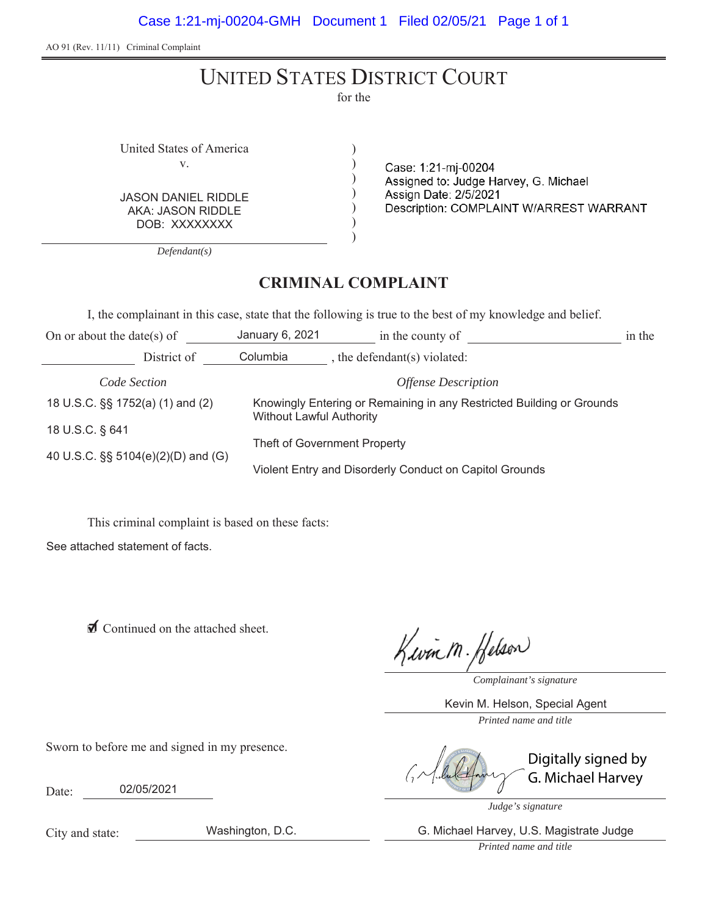AO 91 (Rev. 11/11) Criminal Complaint

# UNITED STATES DISTRICT COURT

for the

United States of America
v.

JASON DANIEL RIDDLE
AKA: JASON RIDDLE
DOB: XXXXXXXX

*Defendant(s)*

Case: 1:21-mj-00204
Assigned to: Judge Harvey, G. Michael
Assign Date: 2/5/2021
Description: COMPLAINT W/ARREST WARRANT

## CRIMINAL COMPLAINT

I, the complainant in this case, state that the following is true to the best of my knowledge and belief.

On or about the date(s) of January 6, 2021 in the county of ______ in the ______ District of Columbia, the defendant(s) violated:

| *Code Section* | *Offense Description* |
|---|---|
| 18 U.S.C. §§ 1752(a) (1) and (2) | Knowingly Entering or Remaining in any Restricted Building or Grounds Without Lawful Authority |
| 18 U.S.C. § 641 | Theft of Government Property |
| 40 U.S.C. §§ 5104(e)(2)(D) and (G) | Violent Entry and Disorderly Conduct on Capitol Grounds |

This criminal complaint is based on these facts:

See attached statement of facts.

☑ Continued on the attached sheet.

Kevin M. Helson

*Complainant's signature*

Kevin M. Helson, Special Agent

*Printed name and title*

Sworn to before me and signed in my presence.

Digitally signed by G. Michael Harvey

*Judge's signature*

Date: 02/05/2021

City and state: Washington, D.C.

G. Michael Harvey, U.S. Magistrate Judge

*Printed name and title*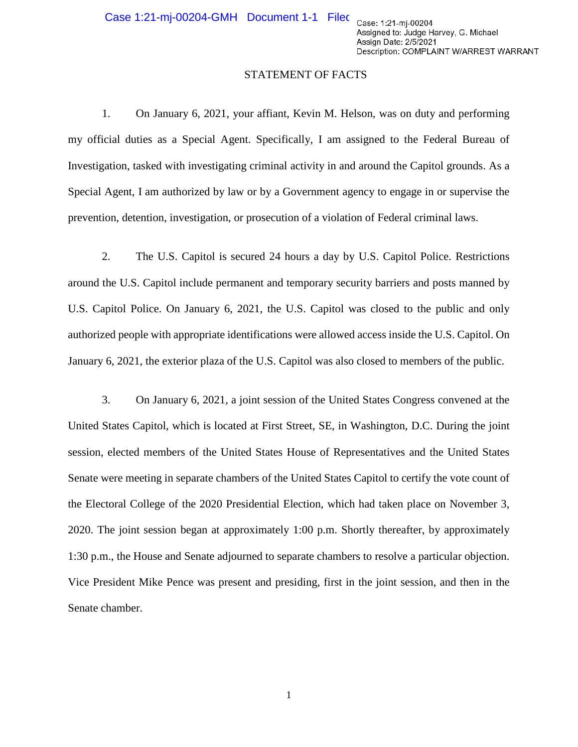Case: 1:21-mj-00204
Assigned to: Judge Harvey, G. Michael
Assign Date: 2/5/2021
Description: COMPLAINT W/ARREST WARRANT

## STATEMENT OF FACTS

1. On January 6, 2021, your affiant, Kevin M. Helson, was on duty and performing my official duties as a Special Agent. Specifically, I am assigned to the Federal Bureau of Investigation, tasked with investigating criminal activity in and around the Capitol grounds. As a Special Agent, I am authorized by law or by a Government agency to engage in or supervise the prevention, detention, investigation, or prosecution of a violation of Federal criminal laws.

2. The U.S. Capitol is secured 24 hours a day by U.S. Capitol Police. Restrictions around the U.S. Capitol include permanent and temporary security barriers and posts manned by U.S. Capitol Police. On January 6, 2021, the U.S. Capitol was closed to the public and only authorized people with appropriate identifications were allowed access inside the U.S. Capitol. On January 6, 2021, the exterior plaza of the U.S. Capitol was also closed to members of the public.

3. On January 6, 2021, a joint session of the United States Congress convened at the United States Capitol, which is located at First Street, SE, in Washington, D.C. During the joint session, elected members of the United States House of Representatives and the United States Senate were meeting in separate chambers of the United States Capitol to certify the vote count of the Electoral College of the 2020 Presidential Election, which had taken place on November 3, 2020. The joint session began at approximately 1:00 p.m. Shortly thereafter, by approximately 1:30 p.m., the House and Senate adjourned to separate chambers to resolve a particular objection. Vice President Mike Pence was present and presiding, first in the joint session, and then in the Senate chamber.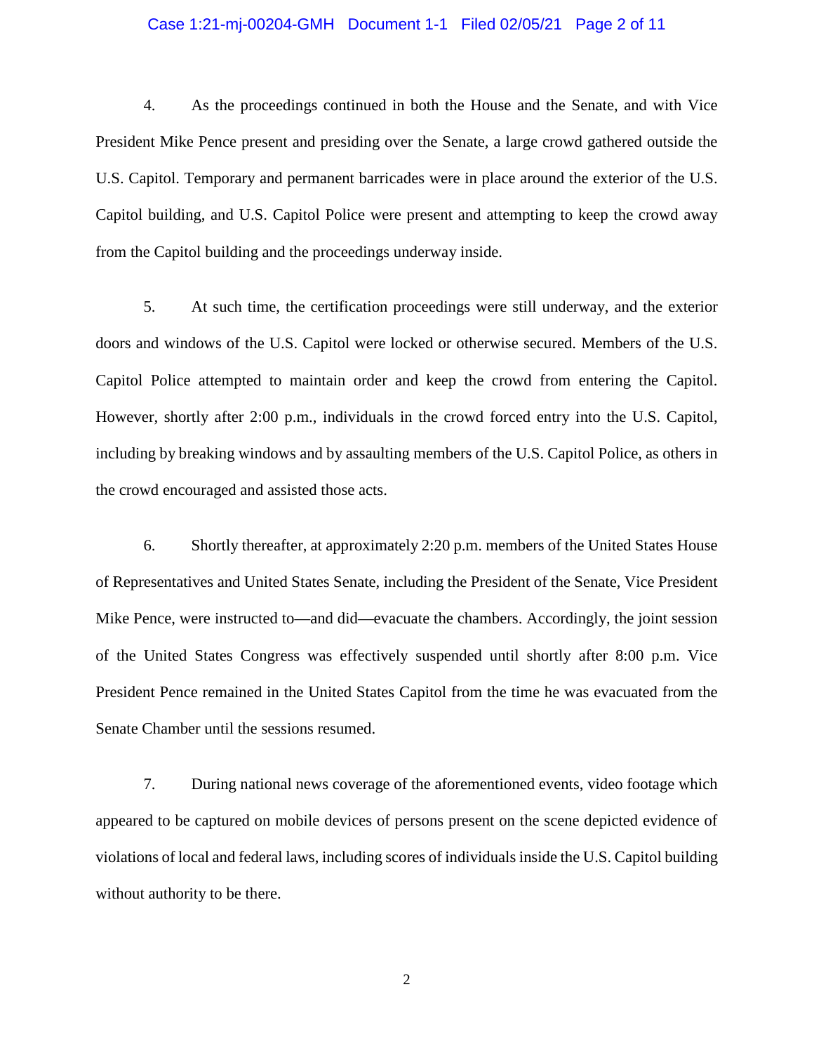4. As the proceedings continued in both the House and the Senate, and with Vice President Mike Pence present and presiding over the Senate, a large crowd gathered outside the U.S. Capitol. Temporary and permanent barricades were in place around the exterior of the U.S. Capitol building, and U.S. Capitol Police were present and attempting to keep the crowd away from the Capitol building and the proceedings underway inside.

5. At such time, the certification proceedings were still underway, and the exterior doors and windows of the U.S. Capitol were locked or otherwise secured. Members of the U.S. Capitol Police attempted to maintain order and keep the crowd from entering the Capitol. However, shortly after 2:00 p.m., individuals in the crowd forced entry into the U.S. Capitol, including by breaking windows and by assaulting members of the U.S. Capitol Police, as others in the crowd encouraged and assisted those acts.

6. Shortly thereafter, at approximately 2:20 p.m. members of the United States House of Representatives and United States Senate, including the President of the Senate, Vice President Mike Pence, were instructed to—and did—evacuate the chambers. Accordingly, the joint session of the United States Congress was effectively suspended until shortly after 8:00 p.m. Vice President Pence remained in the United States Capitol from the time he was evacuated from the Senate Chamber until the sessions resumed.

7. During national news coverage of the aforementioned events, video footage which appeared to be captured on mobile devices of persons present on the scene depicted evidence of violations of local and federal laws, including scores of individuals inside the U.S. Capitol building without authority to be there.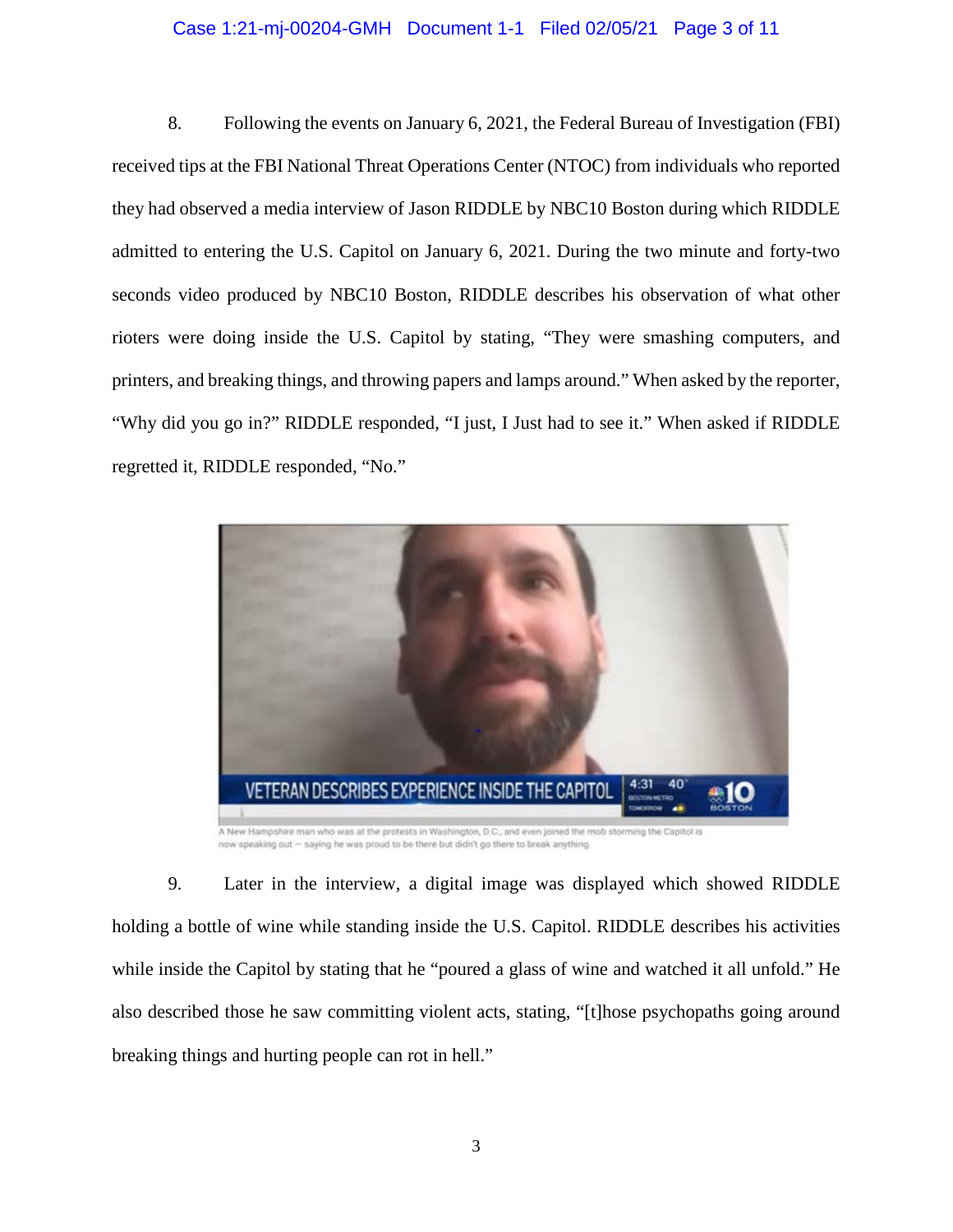8. Following the events on January 6, 2021, the Federal Bureau of Investigation (FBI) received tips at the FBI National Threat Operations Center (NTOC) from individuals who reported they had observed a media interview of Jason RIDDLE by NBC10 Boston during which RIDDLE admitted to entering the U.S. Capitol on January 6, 2021. During the two minute and forty-two seconds video produced by NBC10 Boston, RIDDLE describes his observation of what other rioters were doing inside the U.S. Capitol by stating, "They were smashing computers, and printers, and breaking things, and throwing papers and lamps around." When asked by the reporter, "Why did you go in?" RIDDLE responded, "I just, I Just had to see it." When asked if RIDDLE regretted it, RIDDLE responded, "No."

A New Hampshire man who was at the protests in Washington, D.C., and even joined the mob storming the Capitol is now speaking out — saying he was proud to be there but didn't go there to break anything.

9. Later in the interview, a digital image was displayed which showed RIDDLE holding a bottle of wine while standing inside the U.S. Capitol. RIDDLE describes his activities while inside the Capitol by stating that he "poured a glass of wine and watched it all unfold." He also described those he saw committing violent acts, stating, "[t]hose psychopaths going around breaking things and hurting people can rot in hell."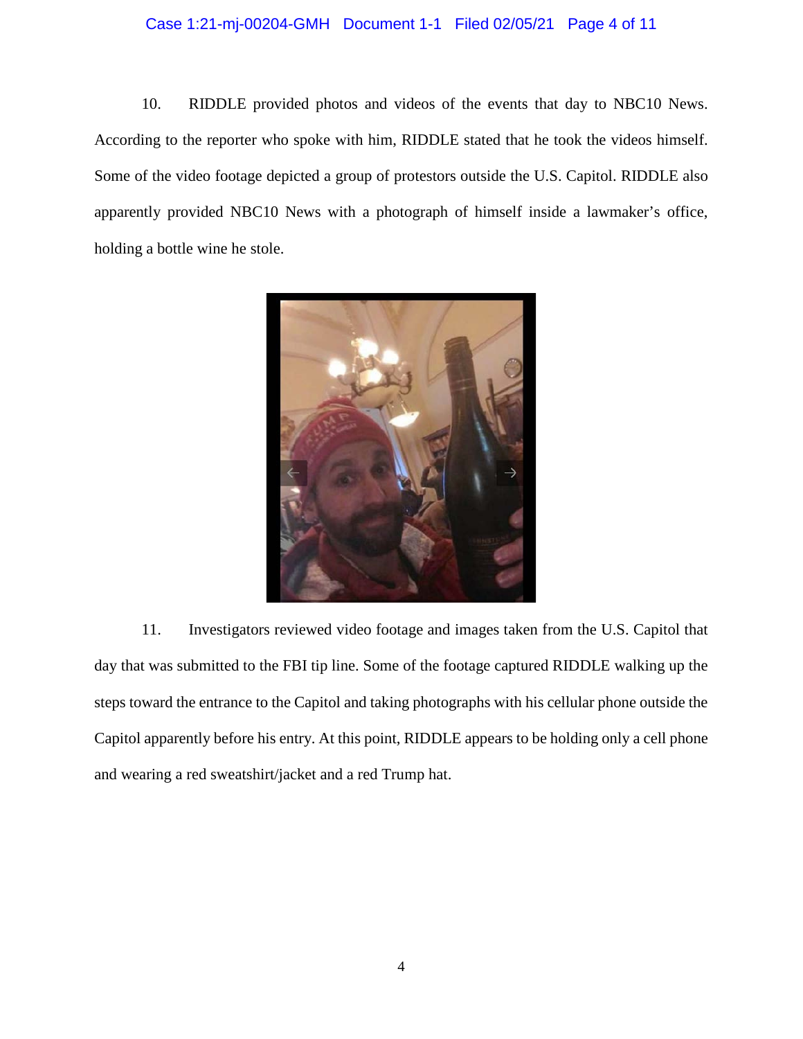10. RIDDLE provided photos and videos of the events that day to NBC10 News. According to the reporter who spoke with him, RIDDLE stated that he took the videos himself. Some of the video footage depicted a group of protestors outside the U.S. Capitol. RIDDLE also apparently provided NBC10 News with a photograph of himself inside a lawmaker's office, holding a bottle wine he stole.

11. Investigators reviewed video footage and images taken from the U.S. Capitol that day that was submitted to the FBI tip line. Some of the footage captured RIDDLE walking up the steps toward the entrance to the Capitol and taking photographs with his cellular phone outside the Capitol apparently before his entry. At this point, RIDDLE appears to be holding only a cell phone and wearing a red sweatshirt/jacket and a red Trump hat.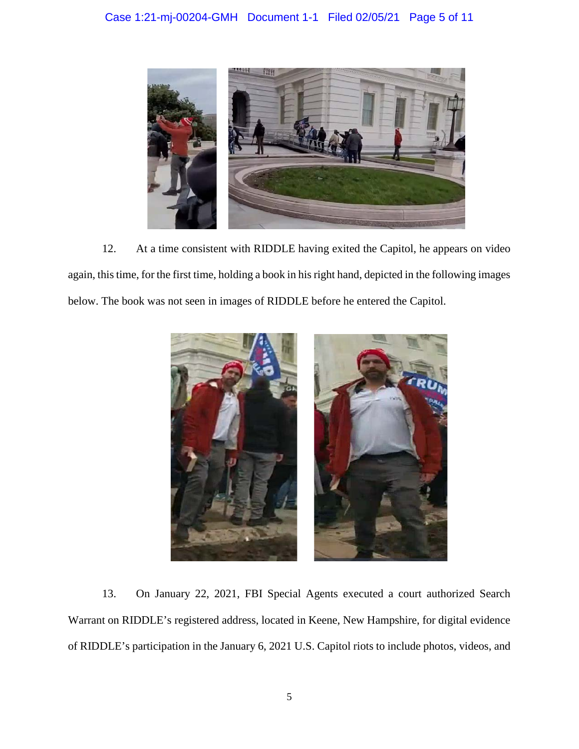12. At a time consistent with RIDDLE having exited the Capitol, he appears on video again, this time, for the first time, holding a book in his right hand, depicted in the following images below. The book was not seen in images of RIDDLE before he entered the Capitol.

13. On January 22, 2021, FBI Special Agents executed a court authorized Search Warrant on RIDDLE's registered address, located in Keene, New Hampshire, for digital evidence of RIDDLE's participation in the January 6, 2021 U.S. Capitol riots to include photos, videos, and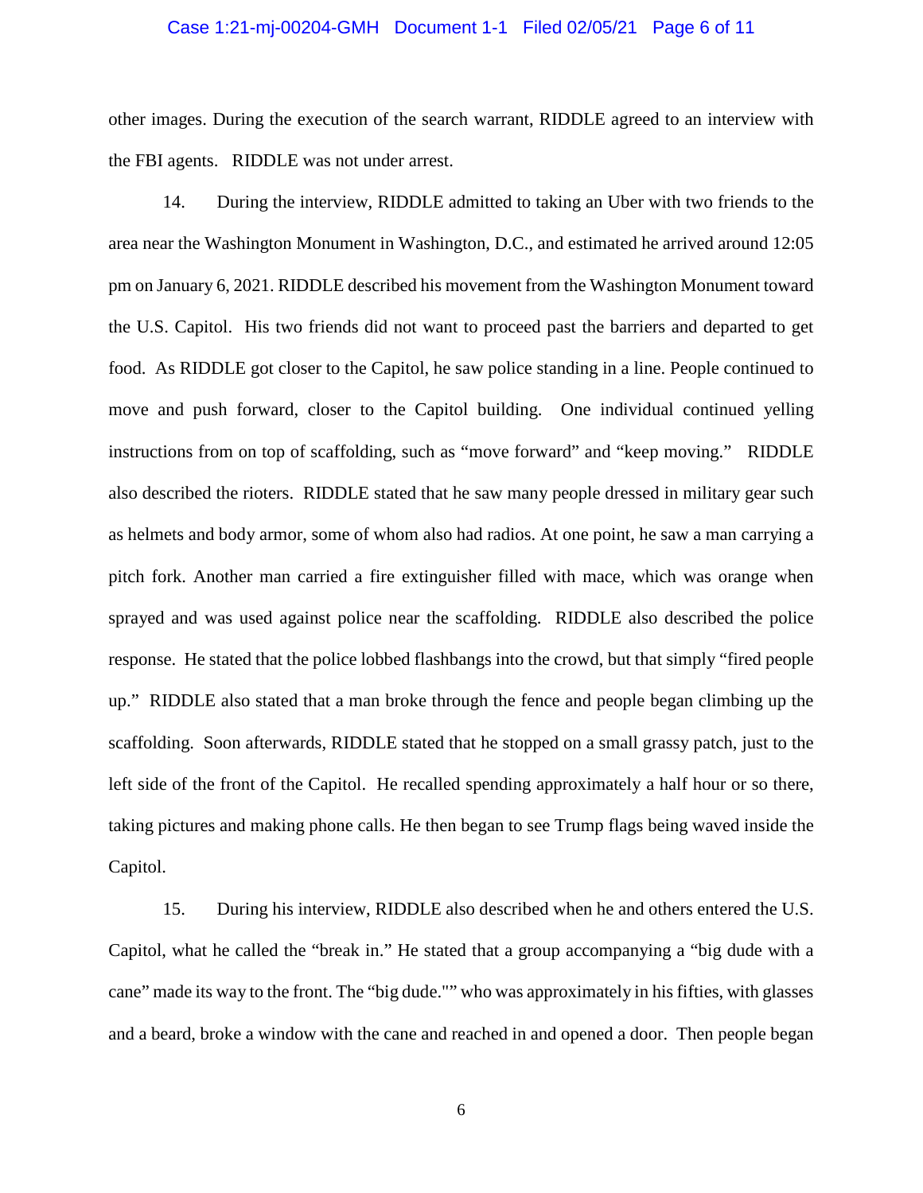other images. During the execution of the search warrant, RIDDLE agreed to an interview with the FBI agents. RIDDLE was not under arrest.

14. During the interview, RIDDLE admitted to taking an Uber with two friends to the area near the Washington Monument in Washington, D.C., and estimated he arrived around 12:05 pm on January 6, 2021. RIDDLE described his movement from the Washington Monument toward the U.S. Capitol. His two friends did not want to proceed past the barriers and departed to get food. As RIDDLE got closer to the Capitol, he saw police standing in a line. People continued to move and push forward, closer to the Capitol building. One individual continued yelling instructions from on top of scaffolding, such as "move forward" and "keep moving." RIDDLE also described the rioters. RIDDLE stated that he saw many people dressed in military gear such as helmets and body armor, some of whom also had radios. At one point, he saw a man carrying a pitch fork. Another man carried a fire extinguisher filled with mace, which was orange when sprayed and was used against police near the scaffolding. RIDDLE also described the police response. He stated that the police lobbed flashbangs into the crowd, but that simply "fired people up." RIDDLE also stated that a man broke through the fence and people began climbing up the scaffolding. Soon afterwards, RIDDLE stated that he stopped on a small grassy patch, just to the left side of the front of the Capitol. He recalled spending approximately a half hour or so there, taking pictures and making phone calls. He then began to see Trump flags being waved inside the Capitol.

15. During his interview, RIDDLE also described when he and others entered the U.S. Capitol, what he called the "break in." He stated that a group accompanying a "big dude with a cane" made its way to the front. The "big dude."" who was approximately in his fifties, with glasses and a beard, broke a window with the cane and reached in and opened a door. Then people began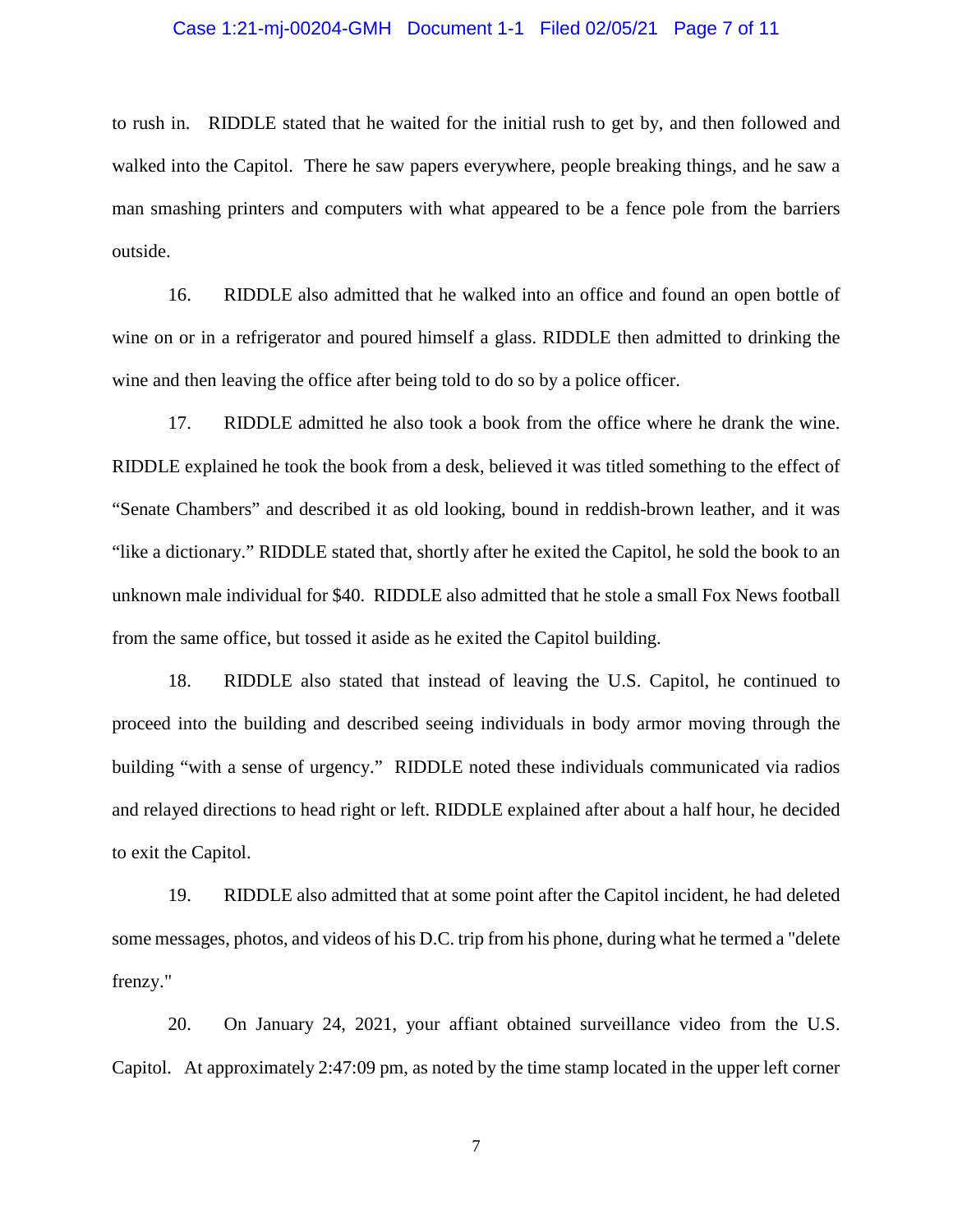to rush in. RIDDLE stated that he waited for the initial rush to get by, and then followed and walked into the Capitol. There he saw papers everywhere, people breaking things, and he saw a man smashing printers and computers with what appeared to be a fence pole from the barriers outside.

16. RIDDLE also admitted that he walked into an office and found an open bottle of wine on or in a refrigerator and poured himself a glass. RIDDLE then admitted to drinking the wine and then leaving the office after being told to do so by a police officer.

17. RIDDLE admitted he also took a book from the office where he drank the wine. RIDDLE explained he took the book from a desk, believed it was titled something to the effect of "Senate Chambers" and described it as old looking, bound in reddish-brown leather, and it was "like a dictionary." RIDDLE stated that, shortly after he exited the Capitol, he sold the book to an unknown male individual for $40. RIDDLE also admitted that he stole a small Fox News football from the same office, but tossed it aside as he exited the Capitol building.

18. RIDDLE also stated that instead of leaving the U.S. Capitol, he continued to proceed into the building and described seeing individuals in body armor moving through the building "with a sense of urgency." RIDDLE noted these individuals communicated via radios and relayed directions to head right or left. RIDDLE explained after about a half hour, he decided to exit the Capitol.

19. RIDDLE also admitted that at some point after the Capitol incident, he had deleted some messages, photos, and videos of his D.C. trip from his phone, during what he termed a "delete frenzy."

20. On January 24, 2021, your affiant obtained surveillance video from the U.S. Capitol. At approximately 2:47:09 pm, as noted by the time stamp located in the upper left corner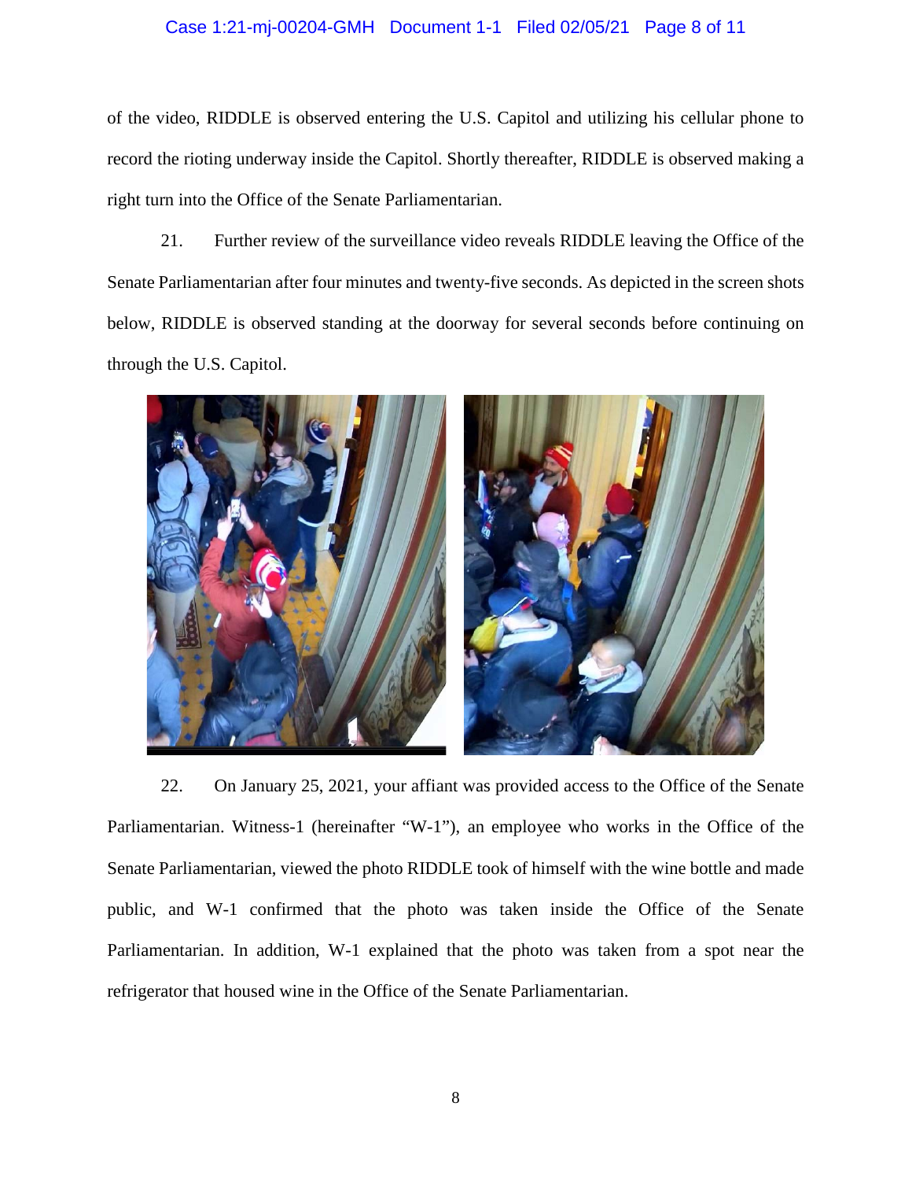of the video, RIDDLE is observed entering the U.S. Capitol and utilizing his cellular phone to record the rioting underway inside the Capitol. Shortly thereafter, RIDDLE is observed making a right turn into the Office of the Senate Parliamentarian.

21. Further review of the surveillance video reveals RIDDLE leaving the Office of the Senate Parliamentarian after four minutes and twenty-five seconds. As depicted in the screen shots below, RIDDLE is observed standing at the doorway for several seconds before continuing on through the U.S. Capitol.

22. On January 25, 2021, your affiant was provided access to the Office of the Senate Parliamentarian. Witness-1 (hereinafter "W-1"), an employee who works in the Office of the Senate Parliamentarian, viewed the photo RIDDLE took of himself with the wine bottle and made public, and W-1 confirmed that the photo was taken inside the Office of the Senate Parliamentarian. In addition, W-1 explained that the photo was taken from a spot near the refrigerator that housed wine in the Office of the Senate Parliamentarian.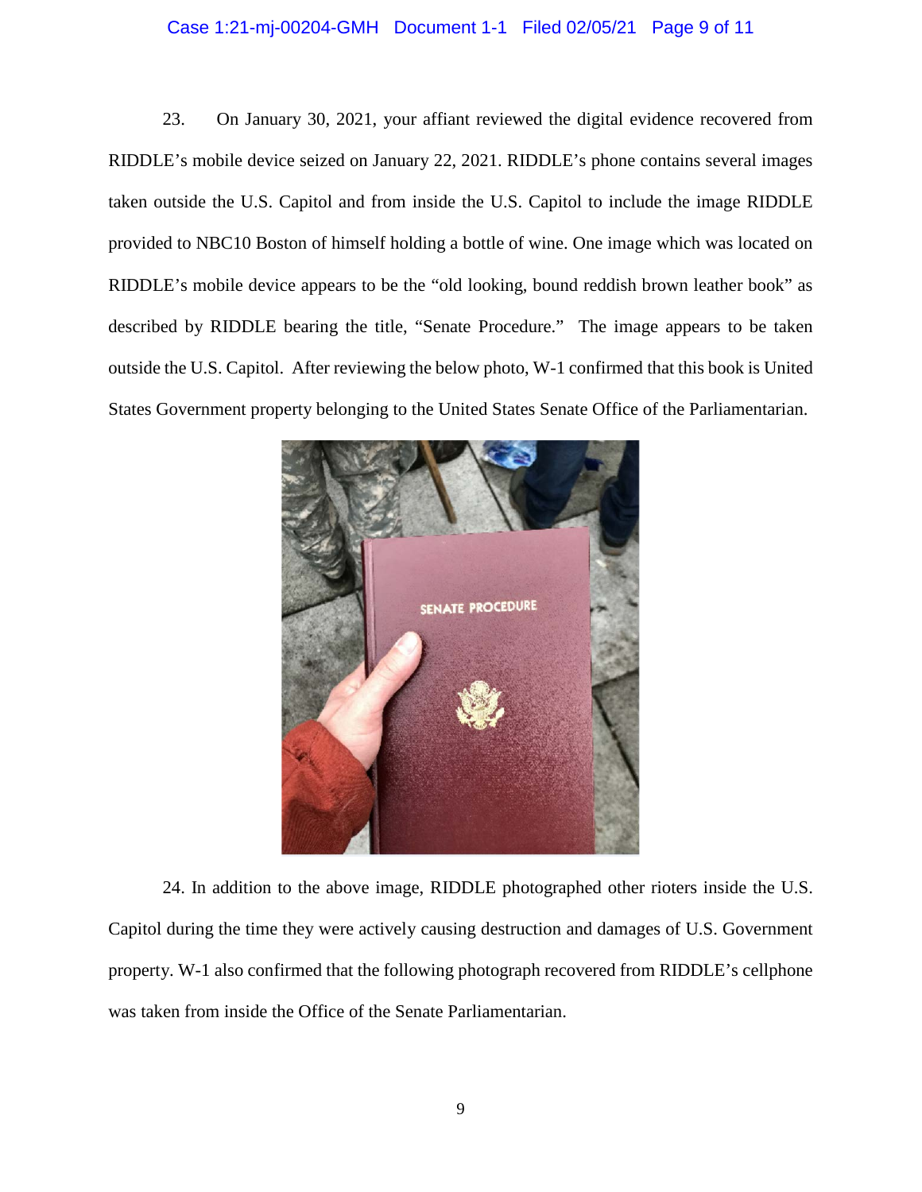23. On January 30, 2021, your affiant reviewed the digital evidence recovered from RIDDLE's mobile device seized on January 22, 2021. RIDDLE's phone contains several images taken outside the U.S. Capitol and from inside the U.S. Capitol to include the image RIDDLE provided to NBC10 Boston of himself holding a bottle of wine. One image which was located on RIDDLE's mobile device appears to be the "old looking, bound reddish brown leather book" as described by RIDDLE bearing the title, "Senate Procedure." The image appears to be taken outside the U.S. Capitol. After reviewing the below photo, W-1 confirmed that this book is United States Government property belonging to the United States Senate Office of the Parliamentarian.

24. In addition to the above image, RIDDLE photographed other rioters inside the U.S. Capitol during the time they were actively causing destruction and damages of U.S. Government property. W-1 also confirmed that the following photograph recovered from RIDDLE's cellphone was taken from inside the Office of the Senate Parliamentarian.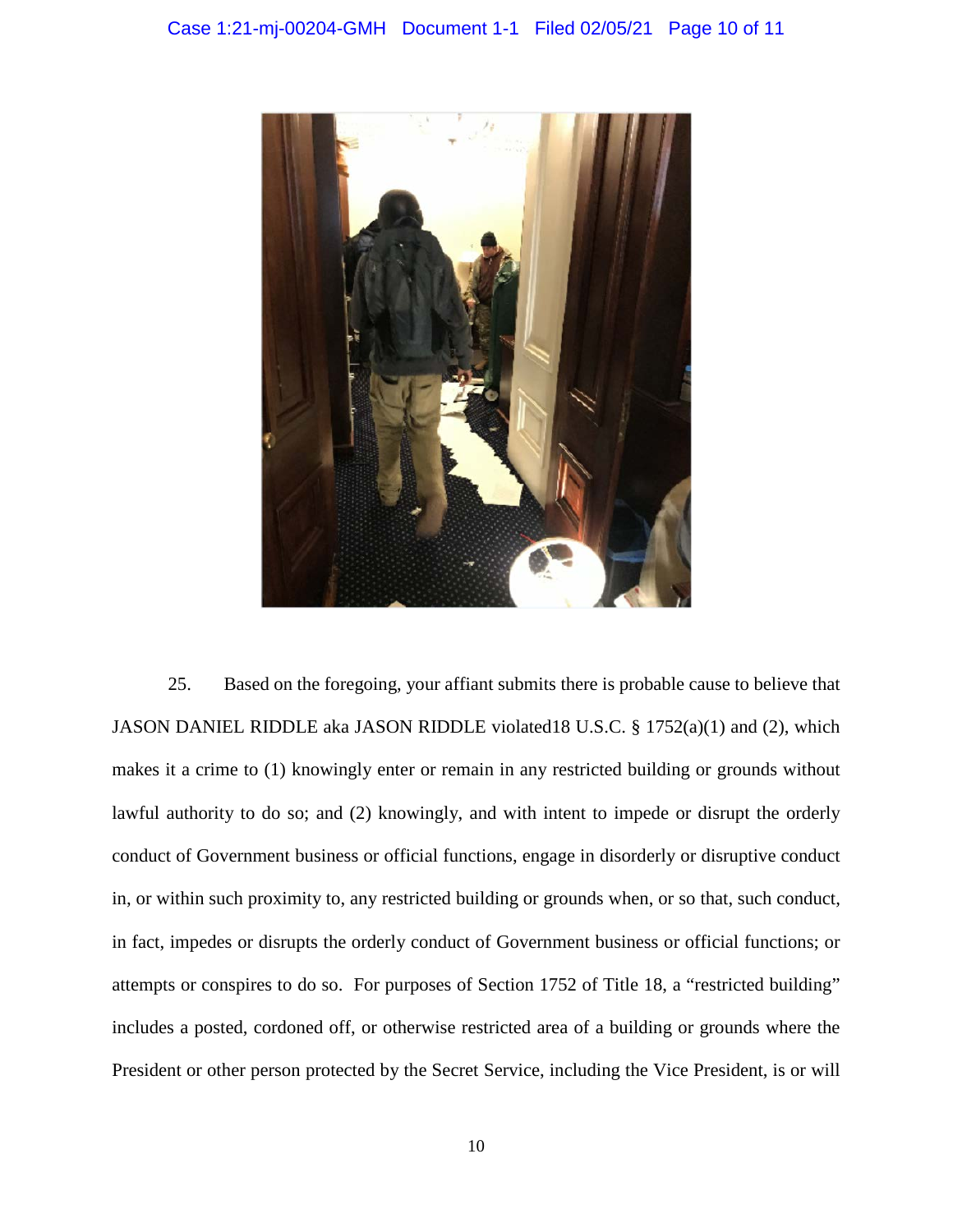25. Based on the foregoing, your affiant submits there is probable cause to believe that JASON DANIEL RIDDLE aka JASON RIDDLE violated18 U.S.C. § 1752(a)(1) and (2), which makes it a crime to (1) knowingly enter or remain in any restricted building or grounds without lawful authority to do so; and (2) knowingly, and with intent to impede or disrupt the orderly conduct of Government business or official functions, engage in disorderly or disruptive conduct in, or within such proximity to, any restricted building or grounds when, or so that, such conduct, in fact, impedes or disrupts the orderly conduct of Government business or official functions; or attempts or conspires to do so. For purposes of Section 1752 of Title 18, a "restricted building" includes a posted, cordoned off, or otherwise restricted area of a building or grounds where the President or other person protected by the Secret Service, including the Vice President, is or will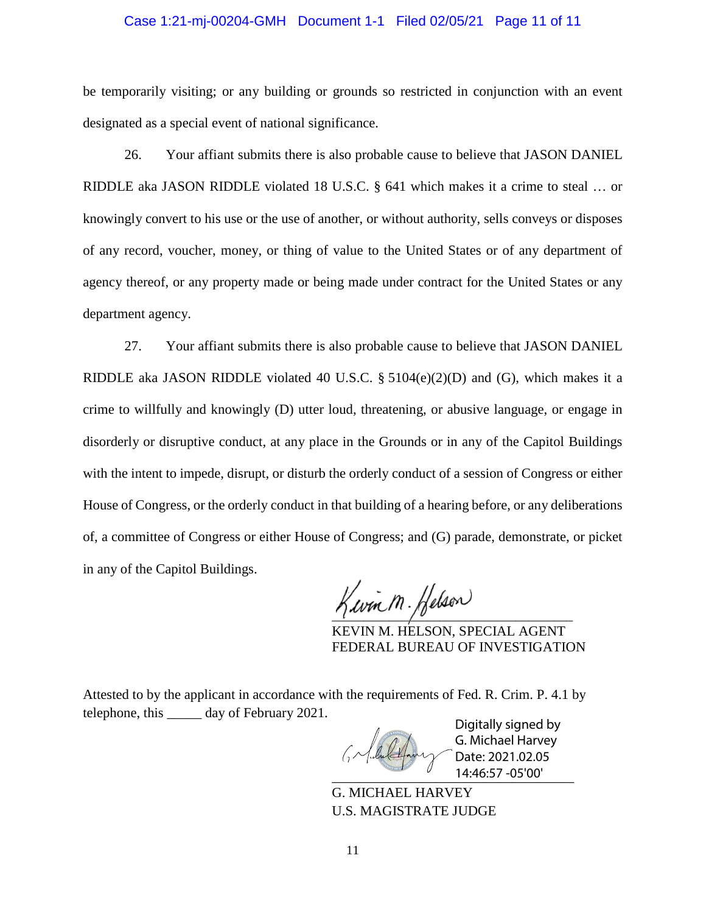be temporarily visiting; or any building or grounds so restricted in conjunction with an event designated as a special event of national significance.

26. Your affiant submits there is also probable cause to believe that JASON DANIEL RIDDLE aka JASON RIDDLE violated 18 U.S.C. § 641 which makes it a crime to steal … or knowingly convert to his use or the use of another, or without authority, sells conveys or disposes of any record, voucher, money, or thing of value to the United States or of any department of agency thereof, or any property made or being made under contract for the United States or any department agency.

27. Your affiant submits there is also probable cause to believe that JASON DANIEL RIDDLE aka JASON RIDDLE violated 40 U.S.C. § 5104(e)(2)(D) and (G), which makes it a crime to willfully and knowingly (D) utter loud, threatening, or abusive language, or engage in disorderly or disruptive conduct, at any place in the Grounds or in any of the Capitol Buildings with the intent to impede, disrupt, or disturb the orderly conduct of a session of Congress or either House of Congress, or the orderly conduct in that building of a hearing before, or any deliberations of, a committee of Congress or either House of Congress; and (G) parade, demonstrate, or picket in any of the Capitol Buildings.

KEVIN M. HELSON, SPECIAL AGENT
FEDERAL BUREAU OF INVESTIGATION

Attested to by the applicant in accordance with the requirements of Fed. R. Crim. P. 4.1 by telephone, this _____ day of February 2021.

Digitally signed by G. Michael Harvey
Date: 2021.02.05 14:46:57 -05'00'

G. MICHAEL HARVEY
U.S. MAGISTRATE JUDGE